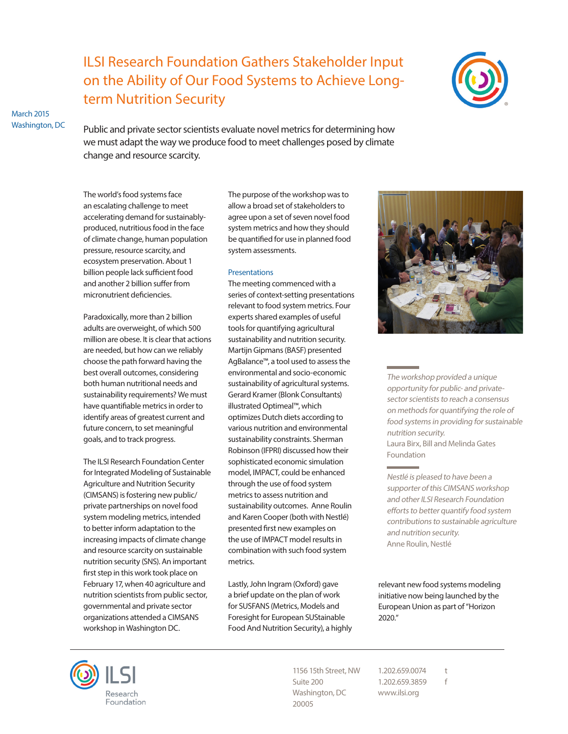# ILSI Research Foundation Gathers Stakeholder Input on the Ability of Our Food Systems to Achieve Long-term Nutrition Security

March 2015
Washington, DC

Public and private sector scientists evaluate novel metrics for determining how we must adapt the way we produce food to meet challenges posed by climate change and resource scarcity.

The world's food systems face an escalating challenge to meet accelerating demand for sustainably-produced, nutritious food in the face of climate change, human population pressure, resource scarcity, and ecosystem preservation. About 1 billion people lack sufficient food and another 2 billion suffer from micronutrient deficiencies.

Paradoxically, more than 2 billion adults are overweight, of which 500 million are obese. It is clear that actions are needed, but how can we reliably choose the path forward having the best overall outcomes, considering both human nutritional needs and sustainability requirements? We must have quantifiable metrics in order to identify areas of greatest current and future concern, to set meaningful goals, and to track progress.

The ILSI Research Foundation Center for Integrated Modeling of Sustainable Agriculture and Nutrition Security (CIMSANS) is fostering new public/private partnerships on novel food system modeling metrics, intended to better inform adaptation to the increasing impacts of climate change and resource scarcity on sustainable nutrition security (SNS). An important first step in this work took place on February 17, when 40 agriculture and nutrition scientists from public sector, governmental and private sector organizations attended a CIMSANS workshop in Washington DC.

The purpose of the workshop was to allow a broad set of stakeholders to agree upon a set of seven novel food system metrics and how they should be quantified for use in planned food system assessments.

## Presentations

The meeting commenced with a series of context-setting presentations relevant to food system metrics. Four experts shared examples of useful tools for quantifying agricultural sustainability and nutrition security. Martijn Gipmans (BASF) presented AgBalance™, a tool used to assess the environmental and socio-economic sustainability of agricultural systems. Gerard Kramer (Blonk Consultants) illustrated Optimeal™, which optimizes Dutch diets according to various nutrition and environmental sustainability constraints. Sherman Robinson (IFPRI) discussed how their sophisticated economic simulation model, IMPACT, could be enhanced through the use of food system metrics to assess nutrition and sustainability outcomes. Anne Roulin and Karen Cooper (both with Nestlé) presented first new examples on the use of IMPACT model results in combination with such food system metrics.

Lastly, John Ingram (Oxford) gave a brief update on the plan of work for SUSFANS (Metrics, Models and Foresight for European SUStainable Food And Nutrition Security), a highly relevant new food systems modeling initiative now being launched by the European Union as part of "Horizon 2020."

> *The workshop provided a unique opportunity for public- and private-sector scientists to reach a consensus on methods for quantifying the role of food systems in providing for sustainable nutrition security.*
> Laura Birx, Bill and Melinda Gates Foundation

> *Nestlé is pleased to have been a supporter of this CIMSANS workshop and other ILSI Research Foundation efforts to better quantify food system contributions to sustainable agriculture and nutrition security.*
> Anne Roulin, Nestlé

ILSI Research Foundation

1156 15th Street, NW
Suite 200
Washington, DC
20005

1.202.659.0074 t
1.202.659.3859 f
www.ilsi.org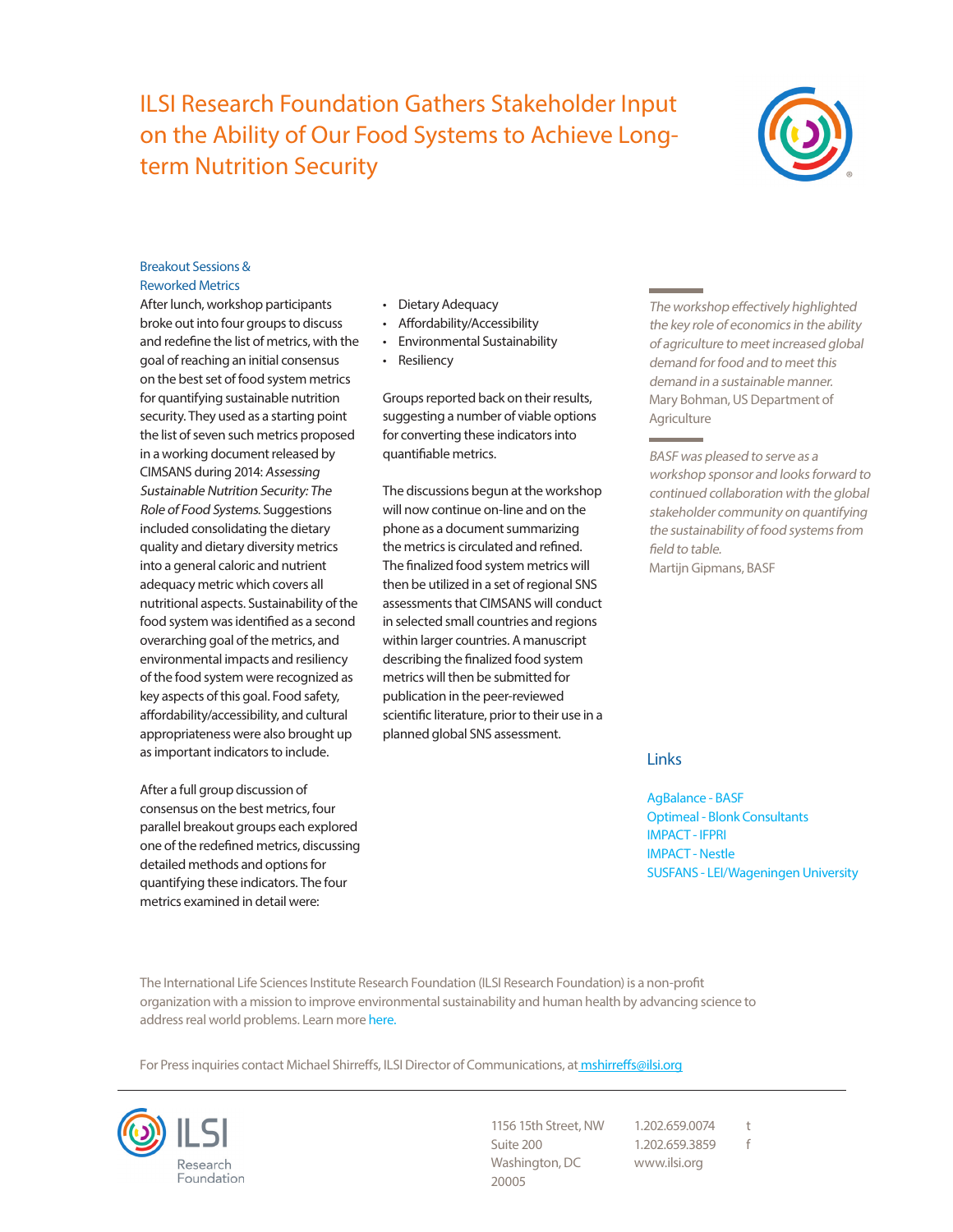# ILSI Research Foundation Gathers Stakeholder Input on the Ability of Our Food Systems to Achieve Long-term Nutrition Security

## Breakout Sessions & Reworked Metrics

After lunch, workshop participants broke out into four groups to discuss and redefine the list of metrics, with the goal of reaching an initial consensus on the best set of food system metrics for quantifying sustainable nutrition security. They used as a starting point the list of seven such metrics proposed in a working document released by CIMSANS during 2014: *Assessing Sustainable Nutrition Security: The Role of Food Systems*. Suggestions included consolidating the dietary quality and dietary diversity metrics into a general caloric and nutrient adequacy metric which covers all nutritional aspects. Sustainability of the food system was identified as a second overarching goal of the metrics, and environmental impacts and resiliency of the food system were recognized as key aspects of this goal. Food safety, affordability/accessibility, and cultural appropriateness were also brought up as important indicators to include.

After a full group discussion of consensus on the best metrics, four parallel breakout groups each explored one of the redefined metrics, discussing detailed methods and options for quantifying these indicators. The four metrics examined in detail were:

- Dietary Adequacy
- Affordability/Accessibility
- Environmental Sustainability
- Resiliency

Groups reported back on their results, suggesting a number of viable options for converting these indicators into quantifiable metrics.

The discussions begun at the workshop will now continue on-line and on the phone as a document summarizing the metrics is circulated and refined. The finalized food system metrics will then be utilized in a set of regional SNS assessments that CIMSANS will conduct in selected small countries and regions within larger countries. A manuscript describing the finalized food system metrics will then be submitted for publication in the peer-reviewed scientific literature, prior to their use in a planned global SNS assessment.

*The workshop effectively highlighted the key role of economics in the ability of agriculture to meet increased global demand for food and to meet this demand in a sustainable manner.*
Mary Bohman, US Department of Agriculture

*BASF was pleased to serve as a workshop sponsor and looks forward to continued collaboration with the global stakeholder community on quantifying the sustainability of food systems from field to table.*
Martijn Gipmans, BASF

## Links

AgBalance - BASF
Optimeal - Blonk Consultants
IMPACT - IFPRI
IMPACT - Nestle
SUSFANS - LEI/Wageningen University

The International Life Sciences Institute Research Foundation (ILSI Research Foundation) is a non-profit organization with a mission to improve environmental sustainability and human health by advancing science to address real world problems. Learn more here.

For Press inquiries contact Michael Shirreffs, ILSI Director of Communications, at mshirreffs@ilsi.org

ILSI Research Foundation

1156 15th Street, NW
Suite 200
Washington, DC
20005

1.202.659.0074 t
1.202.659.3859 f
www.ilsi.org